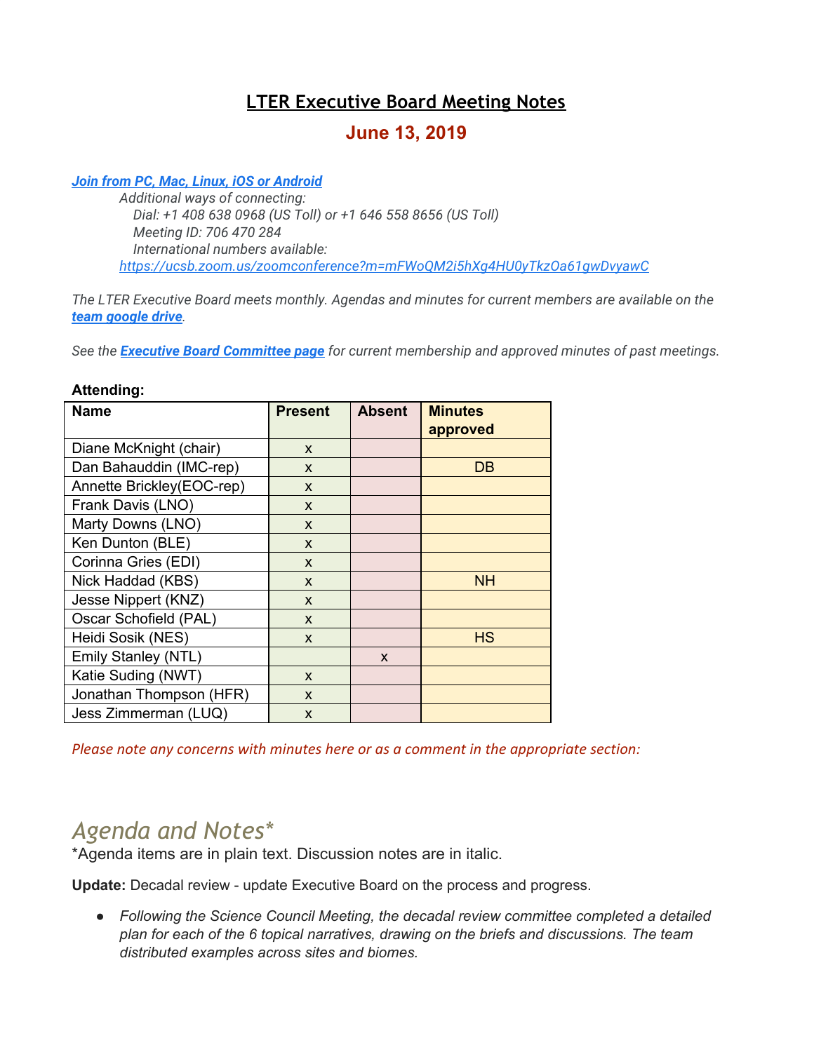# LTER Executive Board Meeting Notes

## June 13, 2019

***Join from PC, Mac, Linux, iOS or Android***

*Additional ways of connecting:*
*Dial: +1 408 638 0968 (US Toll) or +1 646 558 8656 (US Toll)*
*Meeting ID: 706 470 284*
*International numbers available:*
*https://ucsb.zoom.us/zoomconference?m=mFWoQM2i5hXg4HU0yTkzOa61gwDvyawC*

*The LTER Executive Board meets monthly. Agendas and minutes for current members are available on the **team google drive**.*

*See the **Executive Board Committee page** for current membership and approved minutes of past meetings.*

**Attending:**

| Name | Present | Absent | Minutes approved |
|---|---|---|---|
| Diane McKnight (chair) | x | | |
| Dan Bahauddin (IMC-rep) | x | | DB |
| Annette Brickley(EOC-rep) | x | | |
| Frank Davis (LNO) | x | | |
| Marty Downs (LNO) | x | | |
| Ken Dunton (BLE) | x | | |
| Corinna Gries (EDI) | x | | |
| Nick Haddad (KBS) | x | | NH |
| Jesse Nippert (KNZ) | x | | |
| Oscar Schofield (PAL) | x | | |
| Heidi Sosik (NES) | x | | HS |
| Emily Stanley (NTL) | | x | |
| Katie Suding (NWT) | x | | |
| Jonathan Thompson (HFR) | x | | |
| Jess Zimmerman (LUQ) | x | | |

*Please note any concerns with minutes here or as a comment in the appropriate section:*

# *Agenda and Notes**

*Agenda items are in plain text. Discussion notes are in italic.

**Update:** Decadal review - update Executive Board on the process and progress.

- *Following the Science Council Meeting, the decadal review committee completed a detailed plan for each of the 6 topical narratives, drawing on the briefs and discussions. The team distributed examples across sites and biomes.*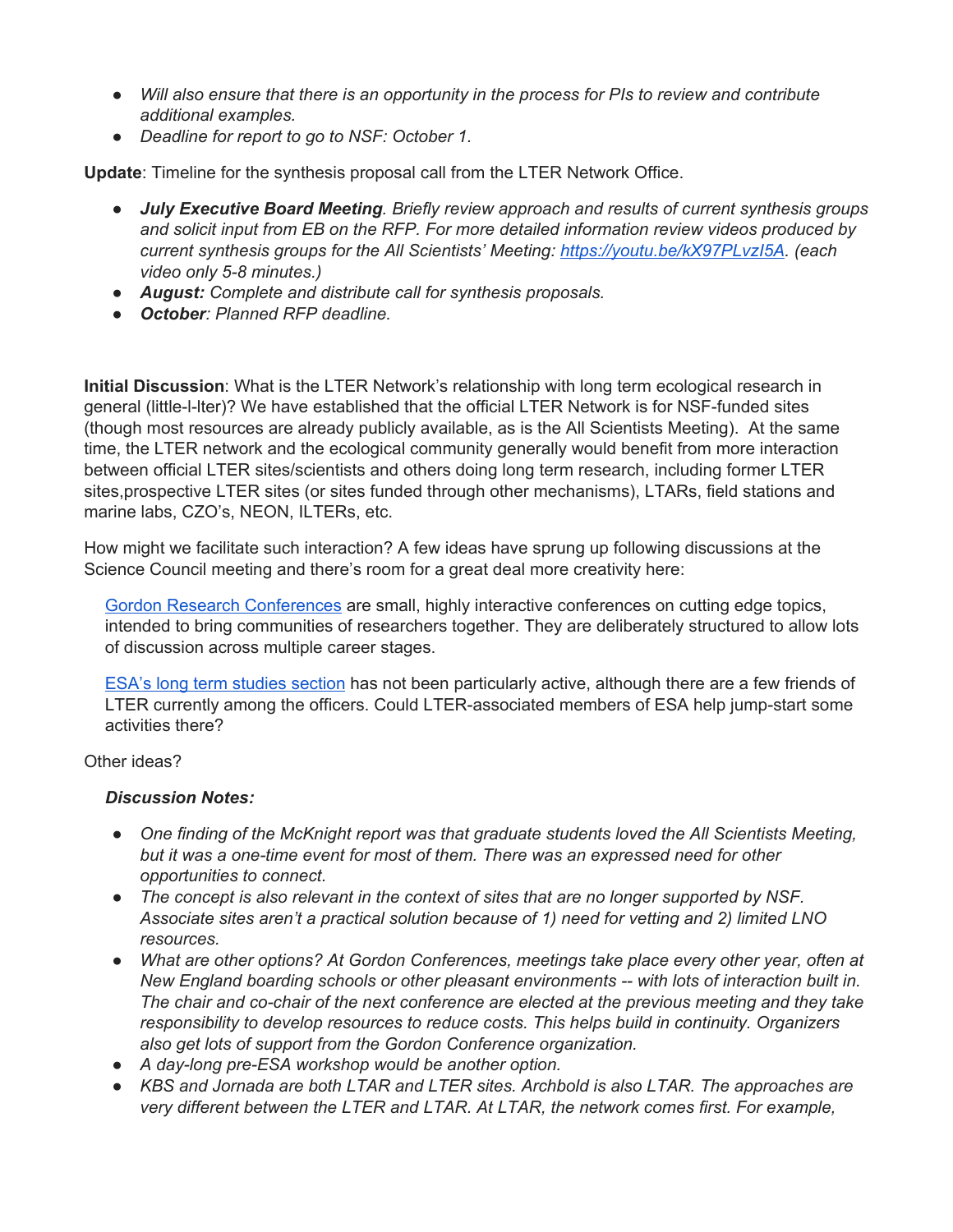- *Will also ensure that there is an opportunity in the process for PIs to review and contribute additional examples.*
- *Deadline for report to go to NSF: October 1.*

**Update**: Timeline for the synthesis proposal call from the LTER Network Office.

- ***July Executive Board Meeting****. Briefly review approach and results of current synthesis groups and solicit input from EB on the RFP. For more detailed information review videos produced by current synthesis groups for the All Scientists' Meeting: [https://youtu.be/kX97PLvzI5A](https://youtu.be/kX97PLvzI5A). (each video only 5-8 minutes.)*
- ***August:*** *Complete and distribute call for synthesis proposals.*
- ***October****: Planned RFP deadline.*

**Initial Discussion**: What is the LTER Network's relationship with long term ecological research in general (little-l-lter)? We have established that the official LTER Network is for NSF-funded sites (though most resources are already publicly available, as is the All Scientists Meeting). At the same time, the LTER network and the ecological community generally would benefit from more interaction between official LTER sites/scientists and others doing long term research, including former LTER sites,prospective LTER sites (or sites funded through other mechanisms), LTARs, field stations and marine labs, CZO's, NEON, ILTERs, etc.

How might we facilitate such interaction? A few ideas have sprung up following discussions at the Science Council meeting and there's room for a great deal more creativity here:

> [Gordon Research Conferences](#) are small, highly interactive conferences on cutting edge topics, intended to bring communities of researchers together. They are deliberately structured to allow lots of discussion across multiple career stages.
>
> [ESA's long term studies section](#) has not been particularly active, although there are a few friends of LTER currently among the officers. Could LTER-associated members of ESA help jump-start some activities there?

Other ideas?

***Discussion Notes:***

- *One finding of the McKnight report was that graduate students loved the All Scientists Meeting, but it was a one-time event for most of them. There was an expressed need for other opportunities to connect.*
- *The concept is also relevant in the context of sites that are no longer supported by NSF. Associate sites aren't a practical solution because of 1) need for vetting and 2) limited LNO resources.*
- *What are other options? At Gordon Conferences, meetings take place every other year, often at New England boarding schools or other pleasant environments -- with lots of interaction built in. The chair and co-chair of the next conference are elected at the previous meeting and they take responsibility to develop resources to reduce costs. This helps build in continuity. Organizers also get lots of support from the Gordon Conference organization.*
- *A day-long pre-ESA workshop would be another option.*
- *KBS and Jornada are both LTAR and LTER sites. Archbold is also LTAR. The approaches are very different between the LTER and LTAR. At LTAR, the network comes first. For example,*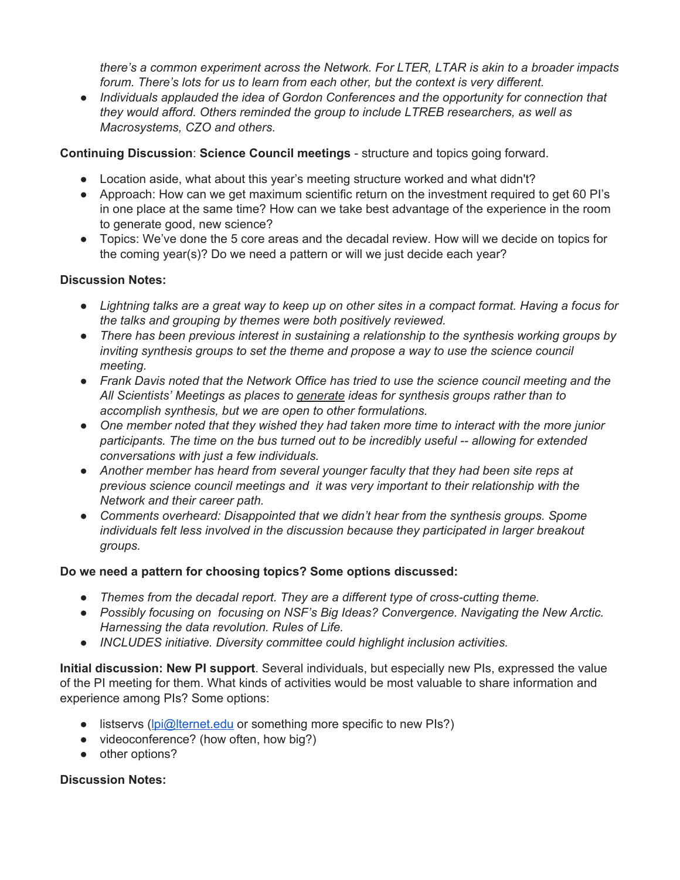*there's a common experiment across the Network. For LTER, LTAR is akin to a broader impacts forum. There's lots for us to learn from each other, but the context is very different.*

- *Individuals applauded the idea of Gordon Conferences and the opportunity for connection that they would afford. Others reminded the group to include LTREB researchers, as well as Macrosystems, CZO and others.*

**Continuing Discussion**: **Science Council meetings** - structure and topics going forward.

- Location aside, what about this year's meeting structure worked and what didn't?
- Approach: How can we get maximum scientific return on the investment required to get 60 PI's in one place at the same time? How can we take best advantage of the experience in the room to generate good, new science?
- Topics: We've done the 5 core areas and the decadal review. How will we decide on topics for the coming year(s)? Do we need a pattern or will we just decide each year?

**Discussion Notes:**

- *Lightning talks are a great way to keep up on other sites in a compact format. Having a focus for the talks and grouping by themes were both positively reviewed.*
- *There has been previous interest in sustaining a relationship to the synthesis working groups by inviting synthesis groups to set the theme and propose a way to use the science council meeting.*
- *Frank Davis noted that the Network Office has tried to use the science council meeting and the All Scientists' Meetings as places to generate ideas for synthesis groups rather than to accomplish synthesis, but we are open to other formulations.*
- *One member noted that they wished they had taken more time to interact with the more junior participants. The time on the bus turned out to be incredibly useful -- allowing for extended conversations with just a few individuals.*
- *Another member has heard from several younger faculty that they had been site reps at previous science council meetings and it was very important to their relationship with the Network and their career path.*
- *Comments overheard: Disappointed that we didn't hear from the synthesis groups. Spome individuals felt less involved in the discussion because they participated in larger breakout groups.*

**Do we need a pattern for choosing topics? Some options discussed:**

- *Themes from the decadal report. They are a different type of cross-cutting theme.*
- *Possibly focusing on focusing on NSF's Big Ideas? Convergence. Navigating the New Arctic. Harnessing the data revolution. Rules of Life.*
- *INCLUDES initiative. Diversity committee could highlight inclusion activities.*

**Initial discussion: New PI support**. Several individuals, but especially new PIs, expressed the value of the PI meeting for them. What kinds of activities would be most valuable to share information and experience among PIs? Some options:

- listservs (lpi@lternet.edu or something more specific to new PIs?)
- videoconference? (how often, how big?)
- other options?

**Discussion Notes:**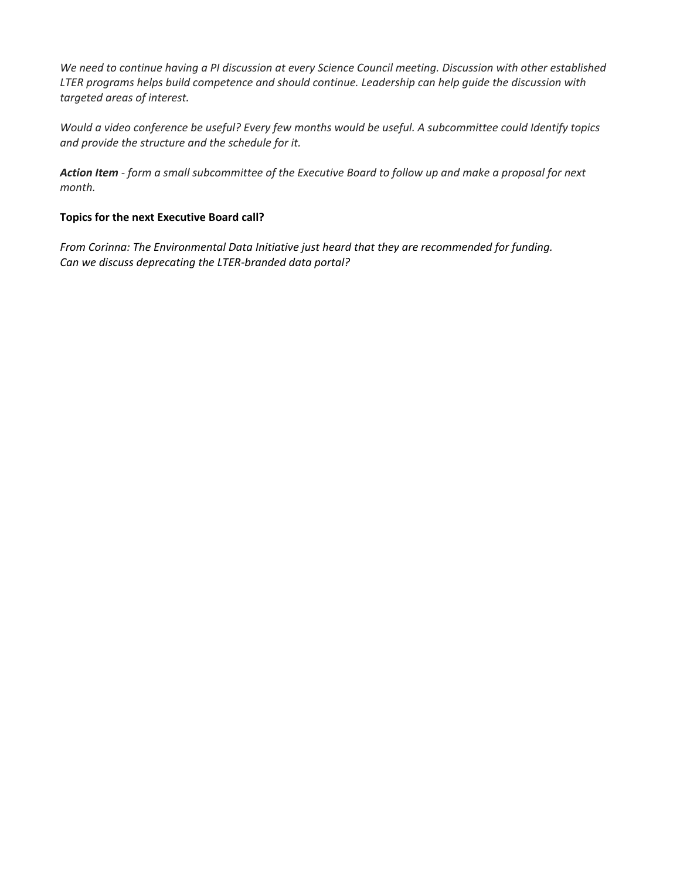*We need to continue having a PI discussion at every Science Council meeting. Discussion with other established LTER programs helps build competence and should continue. Leadership can help guide the discussion with targeted areas of interest.*

*Would a video conference be useful? Every few months would be useful. A subcommittee could Identify topics and provide the structure and the schedule for it.*

***Action Item** - form a small subcommittee of the Executive Board to follow up and make a proposal for next month.*

**Topics for the next Executive Board call?**

*From Corinna: The Environmental Data Initiative just heard that they are recommended for funding.*
*Can we discuss deprecating the LTER-branded data portal?*